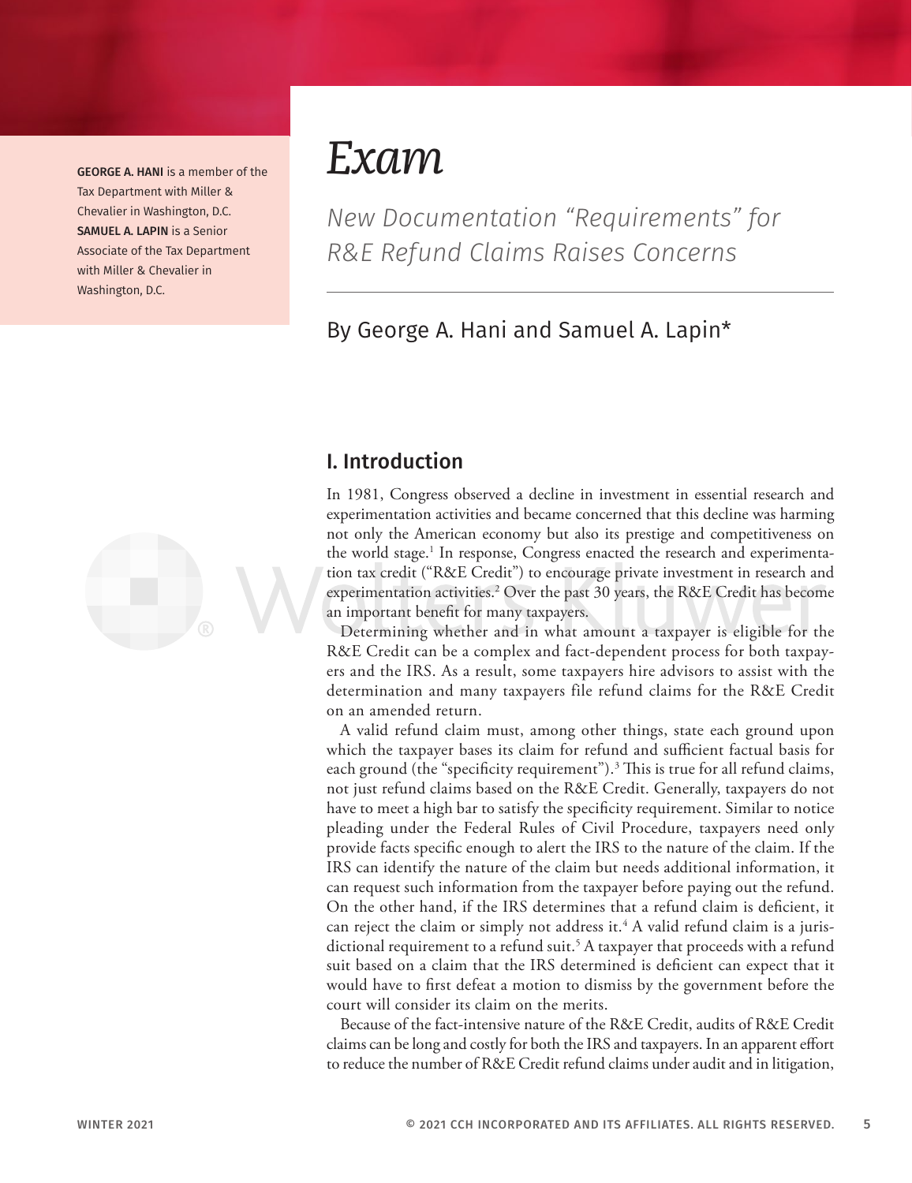GEORGE A. HANI is a member of the Tax Department with Miller & Chevalier in Washington, D.C. SAMUEL A. LAPIN is a Senior Associate of the Tax Department with Miller & Chevalier in Washington, D.C.

# *Exam*

## *New Documentation "Requirements" for R&E Refund Claims Raises Concerns*

By George A. Hani and Samuel A. Lapin*

## I. Introduction

In 1981, Congress observed a decline in investment in essential research and experimentation activities and became concerned that this decline was harming not only the American economy but also its prestige and competitiveness on the world stage.[1] In response, Congress enacted the research and experimentation tax credit ("R&E Credit") to encourage private investment in research and experimentation activities.[2] Over the past 30 years, the R&E Credit has become an important benefit for many taxpayers.

Determining whether and in what amount a taxpayer is eligible for the R&E Credit can be a complex and fact-dependent process for both taxpayers and the IRS. As a result, some taxpayers hire advisors to assist with the determination and many taxpayers file refund claims for the R&E Credit on an amended return.

A valid refund claim must, among other things, state each ground upon which the taxpayer bases its claim for refund and sufficient factual basis for each ground (the "specificity requirement").[3] This is true for all refund claims, not just refund claims based on the R&E Credit. Generally, taxpayers do not have to meet a high bar to satisfy the specificity requirement. Similar to notice pleading under the Federal Rules of Civil Procedure, taxpayers need only provide facts specific enough to alert the IRS to the nature of the claim. If the IRS can identify the nature of the claim but needs additional information, it can request such information from the taxpayer before paying out the refund. On the other hand, if the IRS determines that a refund claim is deficient, it can reject the claim or simply not address it.[4] A valid refund claim is a jurisdictional requirement to a refund suit.[5] A taxpayer that proceeds with a refund suit based on a claim that the IRS determined is deficient can expect that it would have to first defeat a motion to dismiss by the government before the court will consider its claim on the merits.

Because of the fact-intensive nature of the R&E Credit, audits of R&E Credit claims can be long and costly for both the IRS and taxpayers. In an apparent effort to reduce the number of R&E Credit refund claims under audit and in litigation,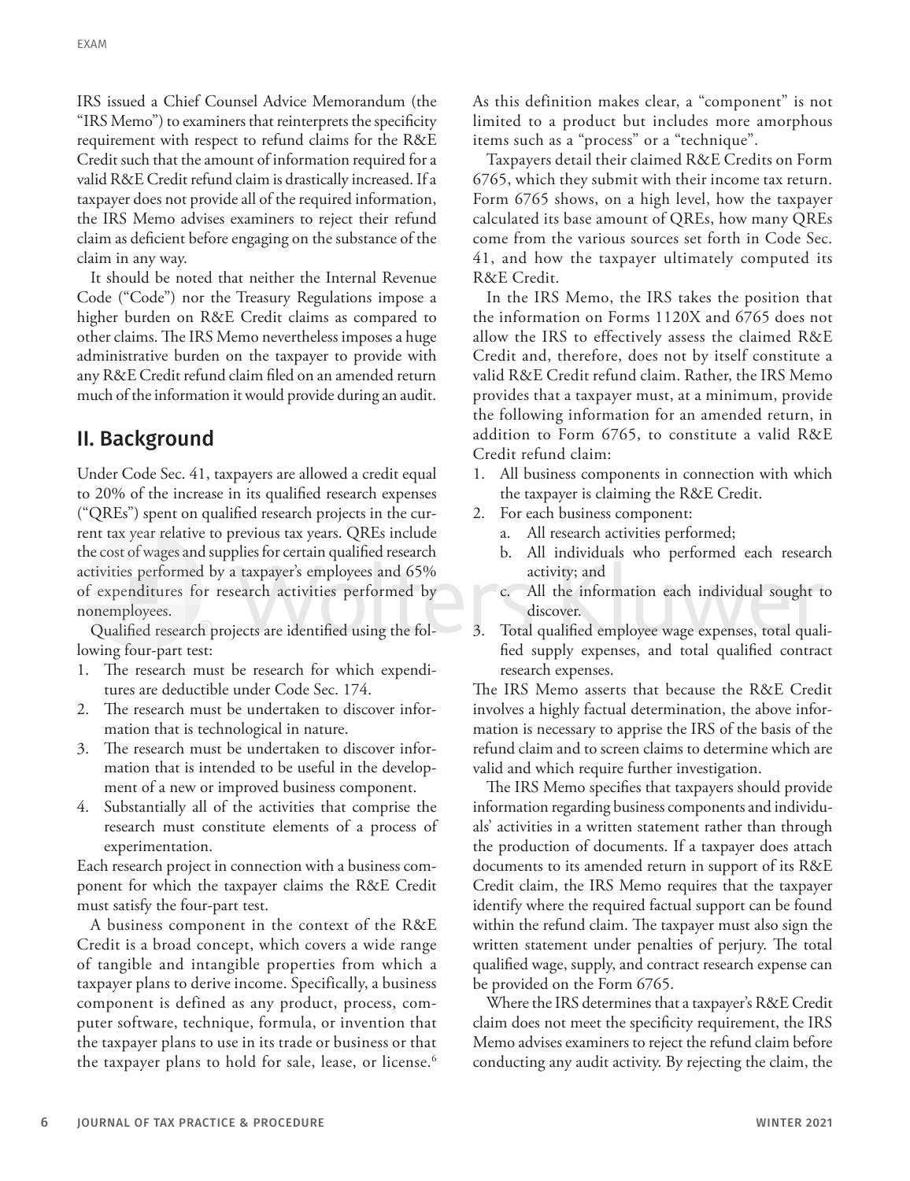IRS issued a Chief Counsel Advice Memorandum (the "IRS Memo") to examiners that reinterprets the specificity requirement with respect to refund claims for the R&E Credit such that the amount of information required for a valid R&E Credit refund claim is drastically increased. If a taxpayer does not provide all of the required information, the IRS Memo advises examiners to reject their refund claim as deficient before engaging on the substance of the claim in any way.

It should be noted that neither the Internal Revenue Code ("Code") nor the Treasury Regulations impose a higher burden on R&E Credit claims as compared to other claims. The IRS Memo nevertheless imposes a huge administrative burden on the taxpayer to provide with any R&E Credit refund claim filed on an amended return much of the information it would provide during an audit.

## II. Background

Under Code Sec. 41, taxpayers are allowed a credit equal to 20% of the increase in its qualified research expenses ("QREs") spent on qualified research projects in the current tax year relative to previous tax years. QREs include the cost of wages and supplies for certain qualified research activities performed by a taxpayer's employees and 65% of expenditures for research activities performed by nonemployees.

Qualified research projects are identified using the following four-part test:

1. The research must be research for which expenditures are deductible under Code Sec. 174.
2. The research must be undertaken to discover information that is technological in nature.
3. The research must be undertaken to discover information that is intended to be useful in the development of a new or improved business component.
4. Substantially all of the activities that comprise the research must constitute elements of a process of experimentation.

Each research project in connection with a business component for which the taxpayer claims the R&E Credit must satisfy the four-part test.

A business component in the context of the R&E Credit is a broad concept, which covers a wide range of tangible and intangible properties from which a taxpayer plans to derive income. Specifically, a business component is defined as any product, process, computer software, technique, formula, or invention that the taxpayer plans to use in its trade or business or that the taxpayer plans to hold for sale, lease, or license.[6] As this definition makes clear, a "component" is not limited to a product but includes more amorphous items such as a "process" or a "technique".

Taxpayers detail their claimed R&E Credits on Form 6765, which they submit with their income tax return. Form 6765 shows, on a high level, how the taxpayer calculated its base amount of QREs, how many QREs come from the various sources set forth in Code Sec. 41, and how the taxpayer ultimately computed its R&E Credit.

In the IRS Memo, the IRS takes the position that the information on Forms 1120X and 6765 does not allow the IRS to effectively assess the claimed R&E Credit and, therefore, does not by itself constitute a valid R&E Credit refund claim. Rather, the IRS Memo provides that a taxpayer must, at a minimum, provide the following information for an amended return, in addition to Form 6765, to constitute a valid R&E Credit refund claim:

1. All business components in connection with which the taxpayer is claiming the R&E Credit.
2. For each business component:
   a. All research activities performed;
   b. All individuals who performed each research activity; and
   c. All the information each individual sought to discover.
3. Total qualified employee wage expenses, total qualified supply expenses, and total qualified contract research expenses.

The IRS Memo asserts that because the R&E Credit involves a highly factual determination, the above information is necessary to apprise the IRS of the basis of the refund claim and to screen claims to determine which are valid and which require further investigation.

The IRS Memo specifies that taxpayers should provide information regarding business components and individuals' activities in a written statement rather than through the production of documents. If a taxpayer does attach documents to its amended return in support of its R&E Credit claim, the IRS Memo requires that the taxpayer identify where the required factual support can be found within the refund claim. The taxpayer must also sign the written statement under penalties of perjury. The total qualified wage, supply, and contract research expense can be provided on the Form 6765.

Where the IRS determines that a taxpayer's R&E Credit claim does not meet the specificity requirement, the IRS Memo advises examiners to reject the refund claim before conducting any audit activity. By rejecting the claim, the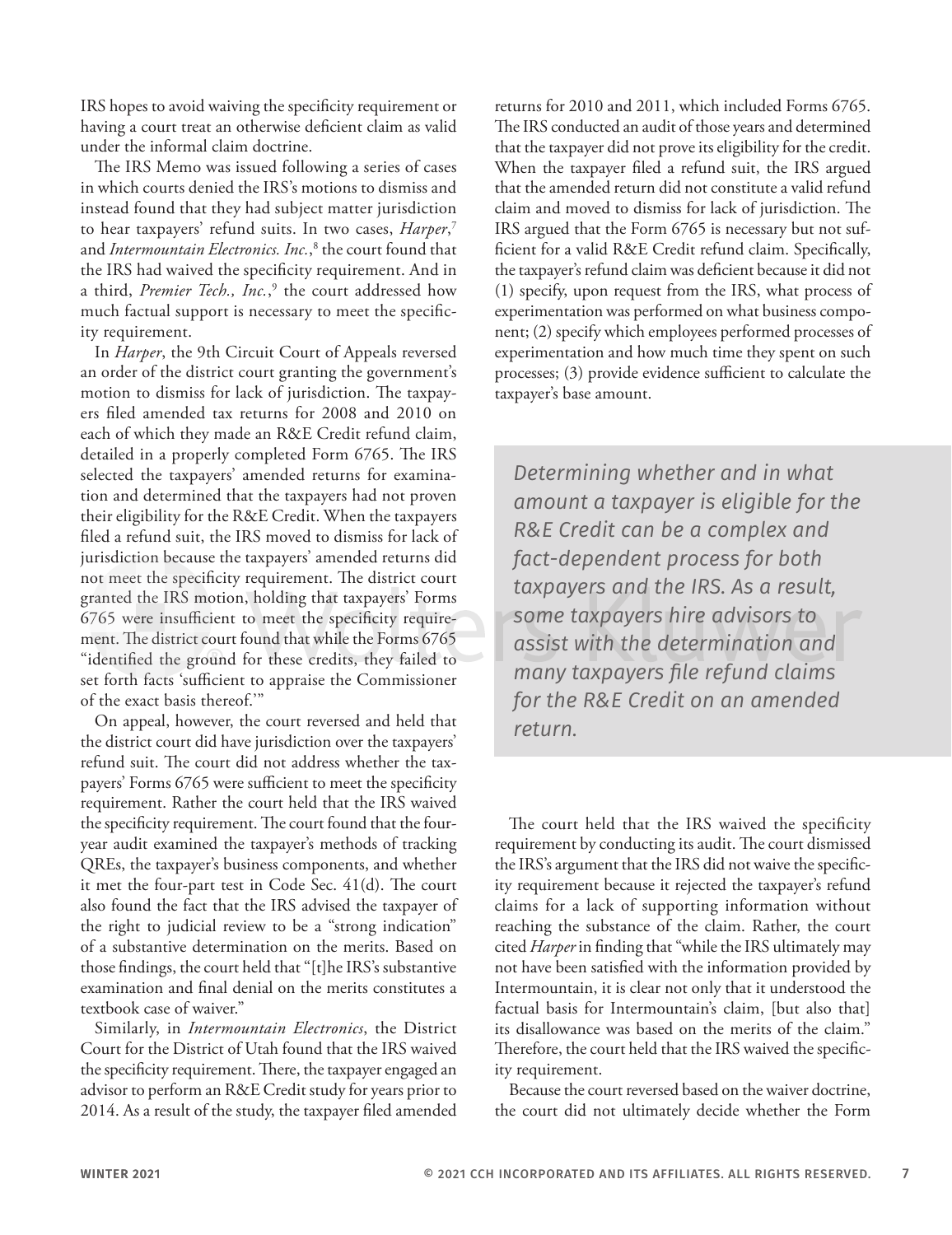IRS hopes to avoid waiving the specificity requirement or having a court treat an otherwise deficient claim as valid under the informal claim doctrine.

The IRS Memo was issued following a series of cases in which courts denied the IRS's motions to dismiss and instead found that they had subject matter jurisdiction to hear taxpayers' refund suits. In two cases, *Harper*,[7] and *Intermountain Electronics. Inc.*,[8] the court found that the IRS had waived the specificity requirement. And in a third, *Premier Tech., Inc.*,[9] the court addressed how much factual support is necessary to meet the specificity requirement.

In *Harper*, the 9th Circuit Court of Appeals reversed an order of the district court granting the government's motion to dismiss for lack of jurisdiction. The taxpayers filed amended tax returns for 2008 and 2010 on each of which they made an R&E Credit refund claim, detailed in a properly completed Form 6765. The IRS selected the taxpayers' amended returns for examination and determined that the taxpayers had not proven their eligibility for the R&E Credit. When the taxpayers filed a refund suit, the IRS moved to dismiss for lack of jurisdiction because the taxpayers' amended returns did not meet the specificity requirement. The district court granted the IRS motion, holding that taxpayers' Forms 6765 were insufficient to meet the specificity requirement. The district court found that while the Forms 6765 "identified the ground for these credits, they failed to set forth facts 'sufficient to appraise the Commissioner of the exact basis thereof.'"

On appeal, however, the court reversed and held that the district court did have jurisdiction over the taxpayers' refund suit. The court did not address whether the taxpayers' Forms 6765 were sufficient to meet the specificity requirement. Rather the court held that the IRS waived the specificity requirement. The court found that the four-year audit examined the taxpayer's methods of tracking QREs, the taxpayer's business components, and whether it met the four-part test in Code Sec. 41(d). The court also found the fact that the IRS advised the taxpayer of the right to judicial review to be a "strong indication" of a substantive determination on the merits. Based on those findings, the court held that "[t]he IRS's substantive examination and final denial on the merits constitutes a textbook case of waiver."

Similarly, in *Intermountain Electronics*, the District Court for the District of Utah found that the IRS waived the specificity requirement. There, the taxpayer engaged an advisor to perform an R&E Credit study for years prior to 2014. As a result of the study, the taxpayer filed amended returns for 2010 and 2011, which included Forms 6765. The IRS conducted an audit of those years and determined that the taxpayer did not prove its eligibility for the credit. When the taxpayer filed a refund suit, the IRS argued that the amended return did not constitute a valid refund claim and moved to dismiss for lack of jurisdiction. The IRS argued that the Form 6765 is necessary but not sufficient for a valid R&E Credit refund claim. Specifically, the taxpayer's refund claim was deficient because it did not (1) specify, upon request from the IRS, what process of experimentation was performed on what business component; (2) specify which employees performed processes of experimentation and how much time they spent on such processes; (3) provide evidence sufficient to calculate the taxpayer's base amount.

> *Determining whether and in what amount a taxpayer is eligible for the R&E Credit can be a complex and fact-dependent process for both taxpayers and the IRS. As a result, some taxpayers hire advisors to assist with the determination and many taxpayers file refund claims for the R&E Credit on an amended return.*

The court held that the IRS waived the specificity requirement by conducting its audit. The court dismissed the IRS's argument that the IRS did not waive the specificity requirement because it rejected the taxpayer's refund claims for a lack of supporting information without reaching the substance of the claim. Rather, the court cited *Harper* in finding that "while the IRS ultimately may not have been satisfied with the information provided by Intermountain, it is clear not only that it understood the factual basis for Intermountain's claim, [but also that] its disallowance was based on the merits of the claim." Therefore, the court held that the IRS waived the specificity requirement.

Because the court reversed based on the waiver doctrine, the court did not ultimately decide whether the Form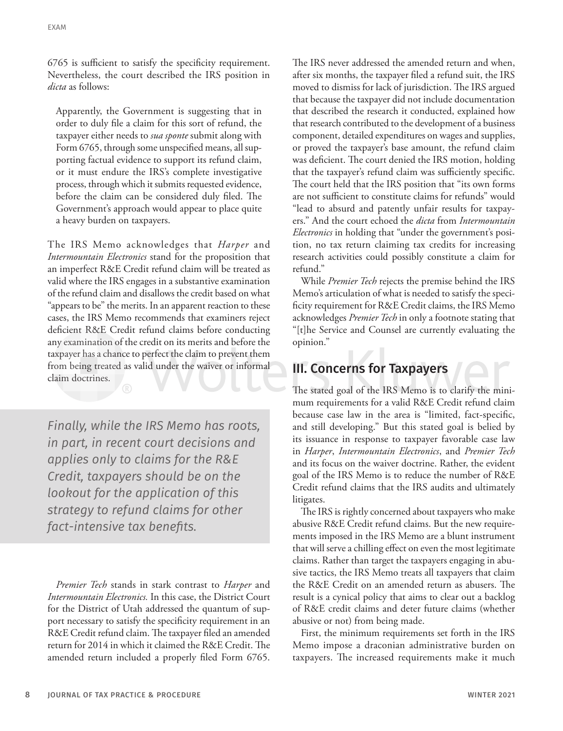6765 is sufficient to satisfy the specificity requirement. Nevertheless, the court described the IRS position in *dicta* as follows:

> Apparently, the Government is suggesting that in order to duly file a claim for this sort of refund, the taxpayer either needs to *sua sponte* submit along with Form 6765, through some unspecified means, all supporting factual evidence to support its refund claim, or it must endure the IRS's complete investigative process, through which it submits requested evidence, before the claim can be considered duly filed. The Government's approach would appear to place quite a heavy burden on taxpayers.

The IRS Memo acknowledges that *Harper* and *Intermountain Electronics* stand for the proposition that an imperfect R&E Credit refund claim will be treated as valid where the IRS engages in a substantive examination of the refund claim and disallows the credit based on what "appears to be" the merits. In an apparent reaction to these cases, the IRS Memo recommends that examiners reject deficient R&E Credit refund claims before conducting any examination of the credit on its merits and before the taxpayer has a chance to perfect the claim to prevent them from being treated as valid under the waiver or informal claim doctrines.

> *Finally, while the IRS Memo has roots, in part, in recent court decisions and applies only to claims for the R&E Credit, taxpayers should be on the lookout for the application of this strategy to refund claims for other fact-intensive tax benefits.*

*Premier Tech* stands in stark contrast to *Harper* and *Intermountain Electronics.* In this case, the District Court for the District of Utah addressed the quantum of support necessary to satisfy the specificity requirement in an R&E Credit refund claim. The taxpayer filed an amended return for 2014 in which it claimed the R&E Credit. The amended return included a properly filed Form 6765. The IRS never addressed the amended return and when, after six months, the taxpayer filed a refund suit, the IRS moved to dismiss for lack of jurisdiction. The IRS argued that because the taxpayer did not include documentation that described the research it conducted, explained how that research contributed to the development of a business component, detailed expenditures on wages and supplies, or proved the taxpayer's base amount, the refund claim was deficient. The court denied the IRS motion, holding that the taxpayer's refund claim was sufficiently specific. The court held that the IRS position that "its own forms are not sufficient to constitute claims for refunds" would "lead to absurd and patently unfair results for taxpayers." And the court echoed the *dicta* from *Intermountain Electronics* in holding that "under the government's position, no tax return claiming tax credits for increasing research activities could possibly constitute a claim for refund."

While *Premier Tech* rejects the premise behind the IRS Memo's articulation of what is needed to satisfy the specificity requirement for R&E Credit claims, the IRS Memo acknowledges *Premier Tech* in only a footnote stating that "[t]he Service and Counsel are currently evaluating the opinion."

## III. Concerns for Taxpayers

The stated goal of the IRS Memo is to clarify the minimum requirements for a valid R&E Credit refund claim because case law in the area is "limited, fact-specific, and still developing." But this stated goal is belied by its issuance in response to taxpayer favorable case law in *Harper*, *Intermountain Electronics*, and *Premier Tech* and its focus on the waiver doctrine. Rather, the evident goal of the IRS Memo is to reduce the number of R&E Credit refund claims that the IRS audits and ultimately litigates.

The IRS is rightly concerned about taxpayers who make abusive R&E Credit refund claims. But the new requirements imposed in the IRS Memo are a blunt instrument that will serve a chilling effect on even the most legitimate claims. Rather than target the taxpayers engaging in abusive tactics, the IRS Memo treats all taxpayers that claim the R&E Credit on an amended return as abusers. The result is a cynical policy that aims to clear out a backlog of R&E credit claims and deter future claims (whether abusive or not) from being made.

First, the minimum requirements set forth in the IRS Memo impose a draconian administrative burden on taxpayers. The increased requirements make it much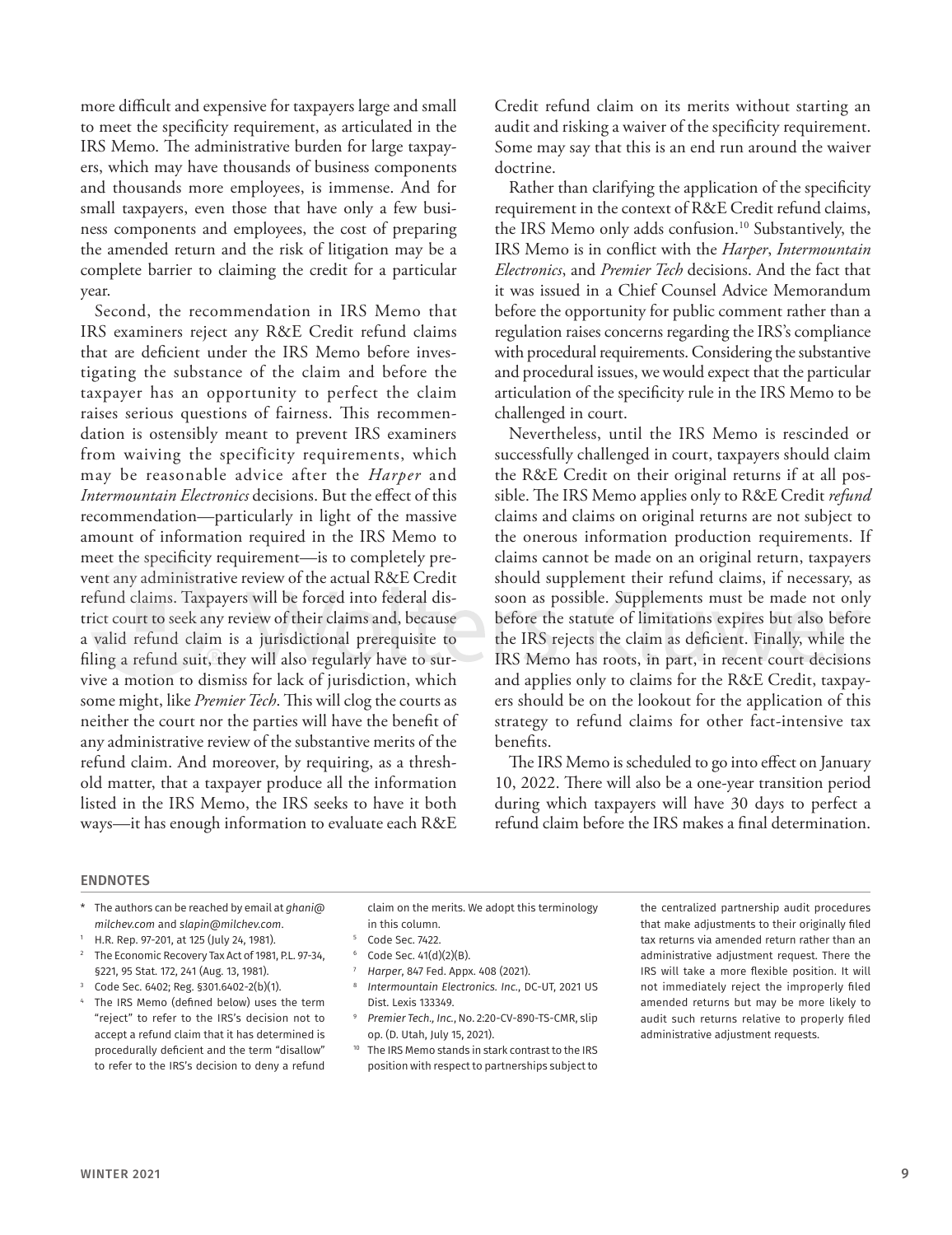more difficult and expensive for taxpayers large and small to meet the specificity requirement, as articulated in the IRS Memo. The administrative burden for large taxpayers, which may have thousands of business components and thousands more employees, is immense. And for small taxpayers, even those that have only a few business components and employees, the cost of preparing the amended return and the risk of litigation may be a complete barrier to claiming the credit for a particular year.

Second, the recommendation in IRS Memo that IRS examiners reject any R&E Credit refund claims that are deficient under the IRS Memo before investigating the substance of the claim and before the taxpayer has an opportunity to perfect the claim raises serious questions of fairness. This recommendation is ostensibly meant to prevent IRS examiners from waiving the specificity requirements, which may be reasonable advice after the *Harper* and *Intermountain Electronics* decisions. But the effect of this recommendation—particularly in light of the massive amount of information required in the IRS Memo to meet the specificity requirement—is to completely prevent any administrative review of the actual R&E Credit refund claims. Taxpayers will be forced into federal district court to seek any review of their claims and, because a valid refund claim is a jurisdictional prerequisite to filing a refund suit, they will also regularly have to survive a motion to dismiss for lack of jurisdiction, which some might, like *Premier Tech*. This will clog the courts as neither the court nor the parties will have the benefit of any administrative review of the substantive merits of the refund claim. And moreover, by requiring, as a threshold matter, that a taxpayer produce all the information listed in the IRS Memo, the IRS seeks to have it both ways—it has enough information to evaluate each R&E Credit refund claim on its merits without starting an audit and risking a waiver of the specificity requirement. Some may say that this is an end run around the waiver doctrine.

Rather than clarifying the application of the specificity requirement in the context of R&E Credit refund claims, the IRS Memo only adds confusion.[10] Substantively, the IRS Memo is in conflict with the *Harper*, *Intermountain Electronics*, and *Premier Tech* decisions. And the fact that it was issued in a Chief Counsel Advice Memorandum before the opportunity for public comment rather than a regulation raises concerns regarding the IRS's compliance with procedural requirements. Considering the substantive and procedural issues, we would expect that the particular articulation of the specificity rule in the IRS Memo to be challenged in court.

Nevertheless, until the IRS Memo is rescinded or successfully challenged in court, taxpayers should claim the R&E Credit on their original returns if at all possible. The IRS Memo applies only to R&E Credit *refund* claims and claims on original returns are not subject to the onerous information production requirements. If claims cannot be made on an original return, taxpayers should supplement their refund claims, if necessary, as soon as possible. Supplements must be made not only before the statute of limitations expires but also before the IRS rejects the claim as deficient. Finally, while the IRS Memo has roots, in part, in recent court decisions and applies only to claims for the R&E Credit, taxpayers should be on the lookout for the application of this strategy to refund claims for other fact-intensive tax benefits.

The IRS Memo is scheduled to go into effect on January 10, 2022. There will also be a one-year transition period during which taxpayers will have 30 days to perfect a refund claim before the IRS makes a final determination.

## ENDNOTES

\* The authors can be reached by email at *ghani@milchev.com* and *slapin@milchev.com*.

1. H.R. Rep. 97-201, at 125 (July 24, 1981).
2. The Economic Recovery Tax Act of 1981, P.L. 97-34, §221, 95 Stat. 172, 241 (Aug. 13, 1981).
3. Code Sec. 6402; Reg. §301.6402-2(b)(1).
4. The IRS Memo (defined below) uses the term "reject" to refer to the IRS's decision not to accept a refund claim that it has determined is procedurally deficient and the term "disallow" to refer to the IRS's decision to deny a refund claim on the merits. We adopt this terminology in this column.
5. Code Sec. 7422.
6. Code Sec. 41(d)(2)(B).
7. *Harper*, 847 Fed. Appx. 408 (2021).
8. *Intermountain Electronics. Inc.*, DC-UT, 2021 US Dist. Lexis 133349.
9. *Premier Tech., Inc.*, No. 2:20-CV-890-TS-CMR, slip op. (D. Utah, July 15, 2021).
10. The IRS Memo stands in stark contrast to the IRS position with respect to partnerships subject to the centralized partnership audit procedures that make adjustments to their originally filed tax returns via amended return rather than an administrative adjustment request. There the IRS will take a more flexible position. It will not immediately reject the improperly filed amended returns but may be more likely to audit such returns relative to properly filed administrative adjustment requests.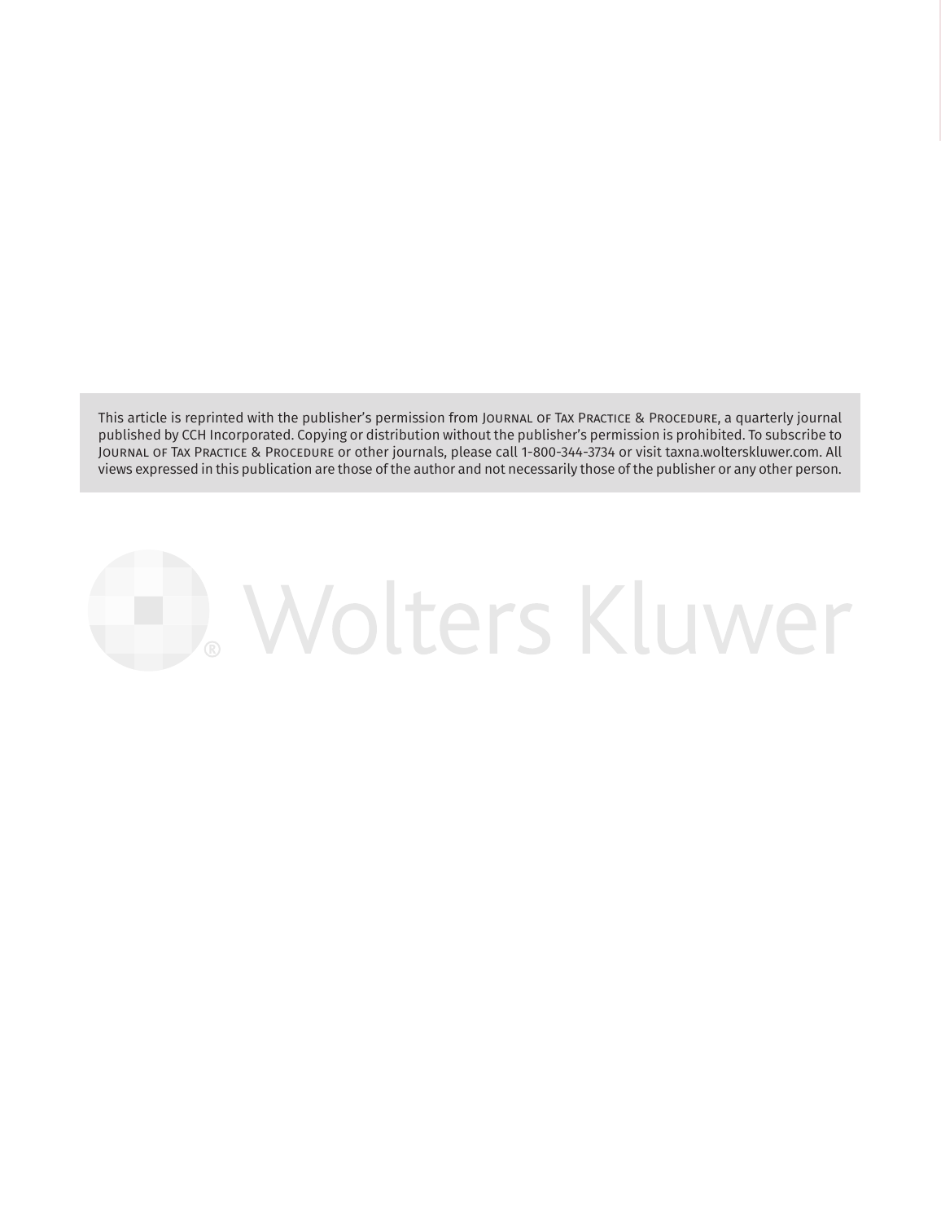This article is reprinted with the publisher's permission from Journal of Tax Practice & Procedure, a quarterly journal published by CCH Incorporated. Copying or distribution without the publisher's permission is prohibited. To subscribe to Journal of Tax Practice & Procedure or other journals, please call 1-800-344-3734 or visit taxna.wolterskluwer.com. All views expressed in this publication are those of the author and not necessarily those of the publisher or any other person.

Wolters Kluwer